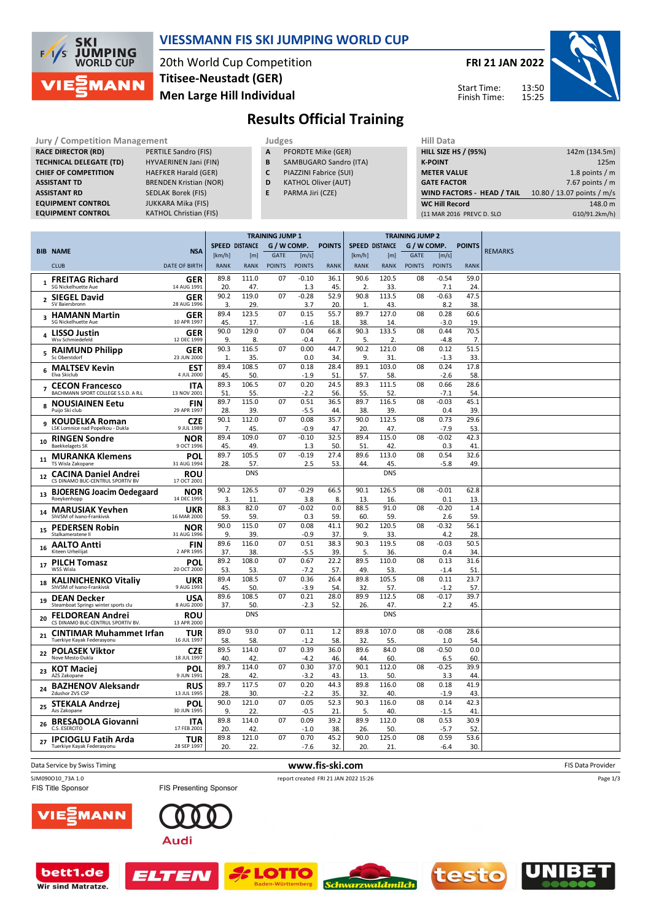# VIESSMANN FIS SKI JUMPING WORLD CUP

20th World Cup Competition
**Titisee-Neustadt (GER)**
**Men Large Hill Individual**

**FRI 21 JAN 2022**

Start Time: 13:50
Finish Time: 15:25

## Results Official Training

| Jury / Competition Management | |
|---|---|
| RACE DIRECTOR (RD) | PERTILE Sandro (FIS) |
| TECHNICAL DELEGATE (TD) | HYVAERINEN Jani (FIN) |
| CHIEF OF COMPETITION | HAEFKER Harald (GER) |
| ASSISTANT TD | BRENDEN Kristian (NOR) |
| ASSISTANT RD | SEDLAK Borek (FIS) |
| EQUIPMENT CONTROL | JUKKARA Mika (FIS) |
| EQUIPMENT CONTROL | KATHOL Christian (FIS) |

| Judges | |
|---|---|
| A | PFORDTE Mike (GER) |
| B | SAMBUGARO Sandro (ITA) |
| C | PIAZZINI Fabrice (SUI) |
| D | KATHOL Oliver (AUT) |
| E | PARMA Jiri (CZE) |

| Hill Data | |
|---|---|
| HILL SIZE HS / (95%) | 142m (134.5m) |
| K-POINT | 125m |
| METER VALUE | 1.8 points / m |
| GATE FACTOR | 7.67 points / m |
| WIND FACTORS - HEAD / TAIL | 10.80 / 13.07 points / m/s |
| WC Hill Record | 148.0 m |
| (11 MAR 2016 PREVC D. SLO | G10/91.2km/h) |

| BIB | NAME / CLUB | NSA / DATE OF BIRTH | TJ1 SPEED [km/h] / RANK | TJ1 DISTANCE [m] / RANK | TJ1 GATE / POINTS | TJ1 W/COMP [m/s] / POINTS | TJ1 POINTS / RANK | TJ2 SPEED [km/h] / RANK | TJ2 DISTANCE [m] / RANK | TJ2 GATE / POINTS | TJ2 W/COMP [m/s] / POINTS | TJ2 POINTS / RANK | REMARKS |
|---|---|---|---|---|---|---|---|---|---|---|---|---|---|
| 1 | **FREITAG Richard** SG Nickelhuette Aue | GER 14 AUG 1991 | 89.8 / 20. | 111.0 / 47. | 07 | -0.10 / 1.3 | 36.1 / 45. | 90.6 / 2. | 120.5 / 33. | 08 | -0.54 / 7.1 | 59.0 / 24. | |
| 2 | **SIEGEL David** SV Baiersbronn | GER 28 AUG 1996 | 90.2 / 3. | 119.0 / 29. | 07 | -0.28 / 3.7 | 52.9 / 20. | 90.8 / 1. | 113.5 / 43. | 08 | -0.63 / 8.2 | 47.5 / 38. | |
| 3 | **HAMANN Martin** SG Nickelhuette Aue | GER 10 APR 1997 | 89.4 / 45. | 123.5 / 17. | 07 | 0.15 / -1.6 | 55.7 / 18. | 89.7 / 38. | 127.0 / 14. | 08 | 0.28 / -3.0 | 60.6 / 19. | |
| 4 | **LISSO Justin** Wsv Schmiedefeld | GER 12 DEC 1999 | 90.0 / 9. | 129.0 / 8. | 07 | 0.04 / -0.4 | 66.8 / 7. | 90.3 / 5. | 133.5 / 2. | 08 | 0.44 / -4.8 | 70.5 / 7. | |
| 5 | **RAIMUND Philipp** Sc Oberstdorf | GER 23 JUN 2000 | 90.3 / 1. | 116.5 / 35. | 07 | 0.00 / 0.0 | 44.7 / 34. | 90.2 / 9. | 121.0 / 31. | 08 | 0.12 / -1.3 | 51.5 / 33. | |
| 6 | **MALTSEV Kevin** Elva Skiclub | EST 4 JUL 2000 | 89.4 / 45. | 108.5 / 50. | 07 | 0.18 / -1.9 | 28.4 / 51. | 89.1 / 57. | 103.0 / 58. | 08 | 0.24 / -2.6 | 17.8 / 58. | |
| 7 | **CECON Francesco** BACHMANN SPORT COLLEGE S.S.D. A R.L | ITA 13 NOV 2001 | 89.3 / 51. | 106.5 / 55. | 07 | 0.20 / -2.2 | 24.5 / 56. | 89.3 / 55. | 111.5 / 52. | 08 | 0.66 / -7.1 | 28.6 / 54. | |
| 8 | **NOUSIAINEN Eetu** Puijo Ski club | FIN 29 APR 1997 | 89.7 / 28. | 115.0 / 39. | 07 | 0.51 / -5.5 | 36.5 / 44. | 89.7 / 38. | 116.5 / 39. | 08 | -0.03 / 0.4 | 45.1 / 39. | |
| 9 | **KOUDELKA Roman** LSK Lomnice nad Popelkou - Dukla | CZE 9 JUL 1989 | 90.1 / 7. | 112.0 / 45. | 07 | 0.08 / -0.9 | 35.7 / 47. | 90.0 / 20. | 112.5 / 47. | 08 | 0.73 / -7.9 | 29.6 / 53. | |
| 10 | **RINGEN Sondre** Baekkelagets SK | NOR 9 OCT 1996 | 89.4 / 45. | 109.0 / 49. | 07 | -0.10 / 1.3 | 32.5 / 50. | 89.4 / 51. | 115.0 / 42. | 08 | -0.02 / 0.3 | 42.3 / 41. | |
| 11 | **MURANKA Klemens** TS Wisla Zakopane | POL 31 AUG 1994 | 89.7 / 28. | 105.5 / 57. | 07 | -0.19 / 2.5 | 27.4 / 53. | 89.6 / 44. | 113.0 / 45. | 08 | 0.54 / -5.8 | 32.6 / 49. | |
| 12 | **CACINA Daniel Andrei** CS DINAMO BUC-CENTRUL SPORTIV BV | ROU 17 OCT 2001 | | DNS | | | | | DNS | | | | |
| 13 | **BJOERENG Joacim Oedegaard** Roeykenhopp | NOR 14 DEC 1995 | 90.2 / 3. | 126.5 / 11. | 07 | -0.29 / 3.8 | 66.5 / 8. | 90.1 / 13. | 126.5 / 16. | 08 | -0.01 / 0.1 | 62.8 / 13. | |
| 14 | **MARUSIAK Yevhen** ShVSM of Ivano-Frankivsk | UKR 16 MAR 2000 | 88.3 / 59. | 82.0 / 59. | 07 | -0.02 / 0.3 | 0.0 / 59. | 88.5 / 60. | 91.0 / 59. | 08 | -0.20 / 2.6 | 1.4 / 59. | |
| 15 | **PEDERSEN Robin** Stalkameratene Il | NOR 31 AUG 1996 | 90.0 / 9. | 115.0 / 39. | 07 | 0.08 / -0.9 | 41.1 / 37. | 90.2 / 9. | 120.5 / 33. | 08 | -0.32 / 4.2 | 56.1 / 28. | |
| 16 | **AALTO Antti** Kiteen Urheilijat | FIN 2 APR 1995 | 89.6 / 37. | 116.0 / 38. | 07 | 0.51 / -5.5 | 38.3 / 39. | 90.3 / 5. | 119.5 / 36. | 08 | -0.03 / 0.4 | 50.5 / 34. | |
| 17 | **PILCH Tomasz** WSS Wisla | POL 20 OCT 2000 | 89.2 / 53. | 108.0 / 53. | 07 | 0.67 / -7.2 | 22.2 / 57. | 89.5 / 49. | 110.0 / 53. | 08 | 0.13 / -1.4 | 31.6 / 51. | |
| 18 | **KALINICHENKO Vitaliy** ShVSM of Ivano-Frankivsk | UKR 9 AUG 1993 | 89.4 / 45. | 108.5 / 50. | 07 | 0.36 / -3.9 | 26.4 / 54. | 89.8 / 32. | 105.5 / 57. | 08 | 0.11 / -1.2 | 23.7 / 57. | |
| 19 | **DEAN Decker** Steamboat Springs winter sports clu | USA 8 AUG 2000 | 89.6 / 37. | 108.5 / 50. | 07 | 0.21 / -2.3 | 28.0 / 52. | 89.9 / 26. | 112.5 / 47. | 08 | -0.17 / 2.2 | 39.7 / 45. | |
| 20 | **FELDOREAN Andrei** CS DINAMO BUC-CENTRUL SPORTIV BV. | ROU 13 APR 2000 | | DNS | | | | | DNS | | | | |
| 21 | **CINTIMAR Muhammet Irfan** Tuerkiye Kayak Federasyonu | TUR 16 JUL 1997 | 89.0 / 58. | 93.0 / 58. | 07 | 0.11 / -1.2 | 1.2 / 58. | 89.8 / 32. | 107.0 / 55. | 08 | -0.08 / 1.0 | 28.6 / 54. | |
| 22 | **POLASEK Viktor** Nove Mesto-Dukla | CZE 18 JUL 1997 | 89.5 / 40. | 114.0 / 42. | 07 | 0.39 / -4.2 | 36.0 / 46. | 89.6 / 44. | 84.0 / 60. | 08 | -0.50 / 6.5 | 0.0 / 60. | |
| 23 | **KOT Maciej** AZS Zakopane | POL 9 JUN 1991 | 89.7 / 28. | 114.0 / 42. | 07 | 0.30 / -3.2 | 37.0 / 43. | 90.1 / 13. | 112.0 / 50. | 08 | -0.25 / 3.3 | 39.9 / 44. | |
| 24 | **BAZHENOV Aleksandr** Zdushor ZVS CSP | RUS 13 JUL 1995 | 89.7 / 28. | 117.5 / 30. | 07 | 0.20 / -2.2 | 44.3 / 35. | 89.8 / 32. | 116.0 / 40. | 08 | 0.18 / -1.9 | 41.9 / 43. | |
| 25 | **STEKALA Andrzej** Azs Zakopane | POL 30 JUN 1995 | 90.0 / 9. | 121.0 / 22. | 07 | 0.05 / -0.5 | 52.3 / 21. | 90.3 / 5. | 116.0 / 40. | 08 | 0.14 / -1.5 | 42.3 / 41. | |
| 26 | **BRESADOLA Giovanni** C.S. ESERCITO | ITA 17 FEB 2001 | 89.8 / 20. | 114.0 / 42. | 07 | 0.09 / -1.0 | 39.2 / 38. | 89.9 / 26. | 112.0 / 50. | 08 | 0.53 / -5.7 | 30.9 / 52. | |
| 27 | **IPCIOGLU Fatih Arda** Tuerkiye Kayak Federasyonu | TUR 28 SEP 1997 | 89.8 / 20. | 121.0 / 22. | 07 | 0.70 / -7.6 | 45.2 / 32. | 90.0 / 20. | 125.0 / 21. | 08 | 0.59 / -6.4 | 53.6 / 30. | |

Data Service by Swiss Timing | www.fis-ski.com | FIS Data Provider

SJM090O10_73A 1.0 | report created FRI 21 JAN 2022 15:26

FIS Title Sponsor | FIS Presenting Sponsor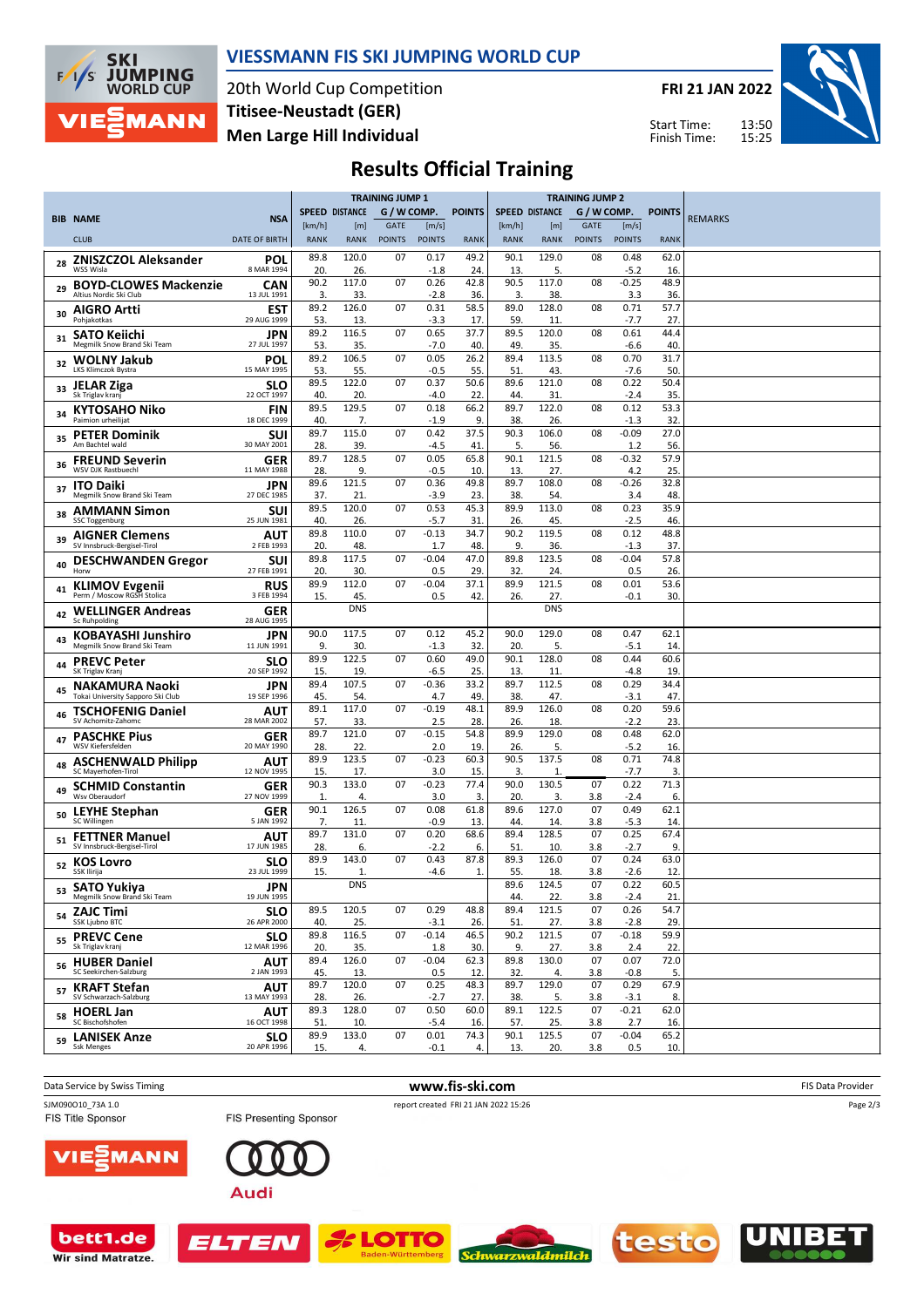# VIESSMANN FIS SKI JUMPING WORLD CUP

20th World Cup Competition
**Titisee-Neustadt (GER)**
**Men Large Hill Individual**

**FRI 21 JAN 2022**

Start Time: 13:50
Finish Time: 15:25

## Results Official Training

| BIB | NAME / CLUB | NSA / DATE OF BIRTH | TJ1 SPEED [km/h] / RANK | TJ1 DISTANCE [m] / RANK | TJ1 GATE / POINTS | TJ1 [m/s] / POINTS | TJ1 POINTS / RANK | TJ2 SPEED [km/h] / RANK | TJ2 DISTANCE [m] / RANK | TJ2 GATE / POINTS | TJ2 [m/s] / POINTS | TJ2 POINTS / RANK | REMARKS |
|---|---|---|---|---|---|---|---|---|---|---|---|---|---|
| 28 | **ZNISZCZOL Aleksander** WSS Wisla | POL 8 MAR 1994 | 89.8 20. | 120.0 26. | 07 | 0.17 -1.8 | 49.2 24. | 90.1 13. | 129.0 5. | 08 | 0.48 -5.2 | 62.0 16. | |
| 29 | **BOYD-CLOWES Mackenzie** Altius Nordic Ski Club | CAN 13 JUL 1991 | 90.2 3. | 117.0 33. | 07 | 0.26 -2.8 | 42.8 36. | 90.5 3. | 117.0 38. | 08 | -0.25 3.3 | 48.9 36. | |
| 30 | **AIGRO Artti** Pohjakotkas | EST 29 AUG 1999 | 89.2 53. | 126.0 13. | 07 | 0.31 -3.3 | 58.5 17. | 89.0 59. | 128.0 11. | 08 | 0.71 -7.7 | 57.7 27. | |
| 31 | **SATO Keiichi** Megmilk Snow Brand Ski Team | JPN 27 JUL 1997 | 89.2 53. | 116.5 35. | 07 | 0.65 -7.0 | 37.7 40. | 89.5 49. | 120.0 35. | 08 | 0.61 -6.6 | 44.4 40. | |
| 32 | **WOLNY Jakub** LKS Klimczok Bystra | POL 15 MAY 1995 | 89.2 53. | 106.5 55. | 07 | 0.05 -0.5 | 26.2 55. | 89.4 51. | 113.5 43. | 08 | 0.70 -7.6 | 31.7 50. | |
| 33 | **JELAR Ziga** Sk Triglav kranj | SLO 22 OCT 1997 | 89.5 40. | 122.0 20. | 07 | 0.37 -4.0 | 50.6 22. | 89.6 44. | 121.0 31. | 08 | 0.22 -2.4 | 50.4 35. | |
| 34 | **KYTOSAHO Niko** Paimion urheilijat | FIN 18 DEC 1999 | 89.5 40. | 129.5 7. | 07 | 0.18 -1.9 | 66.2 9. | 89.7 38. | 122.0 26. | 08 | 0.12 -1.3 | 53.3 32. | |
| 35 | **PETER Dominik** Am Bachtel wald | SUI 30 MAY 2001 | 89.7 28. | 115.0 39. | 07 | 0.42 -4.5 | 37.5 41. | 90.3 5. | 106.0 56. | 08 | -0.09 1.2 | 27.0 56. | |
| 36 | **FREUND Severin** WSV DJK Rastbuechl | GER 11 MAY 1988 | 89.7 28. | 128.5 9. | 07 | 0.05 -0.5 | 65.8 10. | 90.1 13. | 121.5 27. | 08 | -0.32 4.2 | 57.9 25. | |
| 37 | **ITO Daiki** Megmilk Snow Brand Ski Team | JPN 27 DEC 1985 | 89.6 37. | 121.5 21. | 07 | 0.36 -3.9 | 49.8 23. | 89.7 38. | 108.0 54. | 08 | -0.26 3.4 | 32.8 48. | |
| 38 | **AMMANN Simon** SSC Toggenburg | SUI 25 JUN 1981 | 89.5 40. | 120.0 26. | 07 | 0.53 -5.7 | 45.3 31. | 89.9 26. | 113.0 45. | 08 | 0.23 -2.5 | 35.9 46. | |
| 39 | **AIGNER Clemens** SV Innsbruck-Bergisel-Tirol | AUT 2 FEB 1993 | 89.8 20. | 110.0 48. | 07 | -0.13 1.7 | 34.7 48. | 90.2 9. | 119.5 36. | 08 | 0.12 -1.3 | 48.8 37. | |
| 40 | **DESCHWANDEN Gregor** Horw | SUI 27 FEB 1991 | 89.8 20. | 117.5 30. | 07 | -0.04 0.5 | 47.0 29. | 89.8 32. | 123.5 24. | 08 | -0.04 0.5 | 57.8 26. | |
| 41 | **KLIMOV Evgenii** Perm / Moscow RGSH Stolica | RUS 3 FEB 1994 | 89.9 15. | 112.0 45. | 07 | -0.04 0.5 | 37.1 42. | 89.9 26. | 121.5 27. | 08 | 0.01 -0.1 | 53.6 30. | |
| 42 | **WELLINGER Andreas** Sc Ruhpolding | GER 28 AUG 1995 | | DNS | | | | | DNS | | | | |
| 43 | **KOBAYASHI Junshiro** Megmilk Snow Brand Ski Team | JPN 11 JUN 1991 | 90.0 9. | 117.5 30. | 07 | 0.12 -1.3 | 45.2 32. | 90.0 20. | 129.0 5. | 08 | 0.47 -5.1 | 62.1 14. | |
| 44 | **PREVC Peter** SK Triglav Kranj | SLO 20 SEP 1992 | 89.9 15. | 122.5 19. | 07 | 0.60 -6.5 | 49.0 25. | 90.1 13. | 128.0 11. | 08 | 0.44 -4.8 | 60.6 19. | |
| 45 | **NAKAMURA Naoki** Tokai University Sapporo Ski Club | JPN 19 SEP 1996 | 89.4 45. | 107.5 54. | 07 | -0.36 4.7 | 33.2 49. | 89.7 38. | 112.5 47. | 08 | 0.29 -3.1 | 34.4 47. | |
| 46 | **TSCHOFENIG Daniel** SV Achomitz-Zahomc | AUT 28 MAR 2002 | 89.1 57. | 117.0 33. | 07 | -0.19 2.5 | 48.1 28. | 89.9 26. | 126.0 18. | 08 | 0.20 -2.2 | 59.6 23. | |
| 47 | **PASCHKE Pius** WSV Kiefersfelden | GER 20 MAY 1990 | 89.7 28. | 121.0 22. | 07 | -0.15 2.0 | 54.8 19. | 89.9 26. | 129.0 5. | 08 | 0.48 -5.2 | 62.0 16. | |
| 48 | **ASCHENWALD Philipp** SC Mayerhofen-Tirol | AUT 12 NOV 1995 | 89.9 15. | 123.5 17. | 07 | -0.23 3.0 | 60.3 15. | 90.5 3. | 137.5 1. | 08 | 0.71 -7.7 | 74.8 3. | |
| 49 | **SCHMID Constantin** Wsv Oberaudorf | GER 27 NOV 1999 | 90.3 1. | 133.0 4. | 07 | -0.23 3.0 | 77.4 3. | 90.0 20. | 130.5 3. | 07 3.8 | 0.22 -2.4 | 71.3 6. | |
| 50 | **LEYHE Stephan** SC Willingen | GER 5 JAN 1992 | 90.1 7. | 126.5 11. | 07 | 0.08 -0.9 | 61.8 13. | 89.6 44. | 127.0 14. | 07 3.8 | 0.49 -5.3 | 62.1 14. | |
| 51 | **FETTNER Manuel** SV Innsbruck-Bergisel-Tirol | AUT 17 JUN 1985 | 89.7 28. | 131.0 6. | 07 | 0.20 -2.2 | 68.6 6. | 89.4 51. | 128.5 10. | 07 3.8 | 0.25 -2.7 | 67.4 9. | |
| 52 | **KOS Lovro** SSK Ilirija | SLO 23 JUL 1999 | 89.9 15. | 143.0 1. | 07 | 0.43 -4.6 | 87.8 1. | 89.3 55. | 126.0 18. | 07 3.8 | 0.24 -2.6 | 63.0 12. | |
| 53 | **SATO Yukiya** Megmilk Snow Brand Ski Team | JPN 19 JUN 1995 | | DNS | | | | 89.6 44. | 124.5 22. | 07 3.8 | 0.22 -2.4 | 60.5 21. | |
| 54 | **ZAJC Timi** SSK Ljubno BTC | SLO 26 APR 2000 | 89.5 40. | 120.5 25. | 07 | 0.29 -3.1 | 48.8 26. | 89.4 51. | 121.5 27. | 07 3.8 | 0.26 -2.8 | 54.7 29. | |
| 55 | **PREVC Cene** Sk Triglav kranj | SLO 12 MAR 1996 | 89.8 20. | 116.5 35. | 07 | -0.14 1.8 | 46.5 30. | 90.2 9. | 121.5 27. | 07 3.8 | -0.18 2.4 | 59.9 22. | |
| 56 | **HUBER Daniel** SC Seekirchen-Salzburg | AUT 2 JAN 1993 | 89.4 45. | 126.0 13. | 07 | -0.04 0.5 | 62.3 12. | 89.8 32. | 130.0 4. | 07 3.8 | 0.07 -0.8 | 72.0 5. | |
| 57 | **KRAFT Stefan** SV Schwarzach-Salzburg | AUT 13 MAY 1993 | 89.7 28. | 120.0 26. | 07 | 0.25 -2.7 | 48.3 27. | 89.7 38. | 129.0 5. | 07 3.8 | 0.29 -3.1 | 67.9 8. | |
| 58 | **HOERL Jan** SC Bischofshofen | AUT 16 OCT 1998 | 89.3 51. | 128.0 10. | 07 | 0.50 -5.4 | 60.0 16. | 89.1 57. | 122.5 25. | 07 3.8 | -0.21 2.7 | 62.0 16. | |
| 59 | **LANISEK Anze** Ssk Menges | SLO 20 APR 1996 | 89.9 15. | 133.0 4. | 07 | 0.01 -0.1 | 74.3 4. | 90.1 13. | 125.5 20. | 07 3.8 | -0.04 0.5 | 65.2 10. | |

Data Service by Swiss Timing — www.fis-ski.com — FIS Data Provider

SJM090O10_73A 1.0 — report created FRI 21 JAN 2022 15:26

FIS Title Sponsor — FIS Presenting Sponsor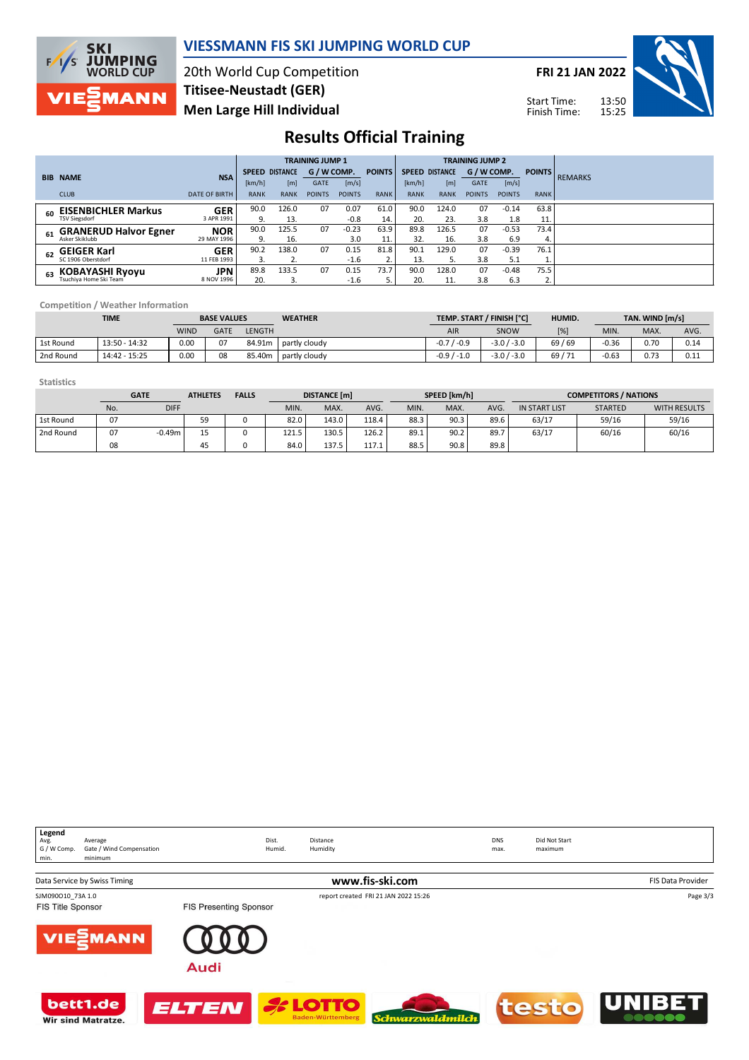# VIESSMANN FIS SKI JUMPING WORLD CUP

20th World Cup Competition
**Titisee-Neustadt (GER)**
**Men Large Hill Individual**

**FRI 21 JAN 2022**

Start Time: 13:50
Finish Time: 15:25

## Results Official Training

| BIB | NAME / CLUB | NSA / DATE OF BIRTH | TJ1 SPEED [km/h] / RANK | TJ1 DISTANCE [m] / RANK | TJ1 GATE / POINTS | TJ1 WIND [m/s] / POINTS | TJ1 POINTS / RANK | TJ2 SPEED [km/h] / RANK | TJ2 DISTANCE [m] / RANK | TJ2 GATE / POINTS | TJ2 WIND [m/s] / POINTS | TJ2 POINTS / RANK | REMARKS |
|---|---|---|---|---|---|---|---|---|---|---|---|---|---|
| 60 | **EISENBICHLER Markus** TSV Siegsdorf | **GER** 3 APR 1991 | 90.0 / 9. | 126.0 / 13. | 07 | 0.07 / -0.8 | 61.0 / 14. | 90.0 / 20. | 124.0 / 23. | 07 / 3.8 | -0.14 / 1.8 | 63.8 / 11. | |
| 61 | **GRANERUD Halvor Egner** Asker Skiklubb | **NOR** 29 MAY 1996 | 90.0 / 9. | 125.5 / 16. | 07 | -0.23 / 3.0 | 63.9 / 11. | 89.8 / 32. | 126.5 / 16. | 07 / 3.8 | -0.53 / 6.9 | 73.4 / 4. | |
| 62 | **GEIGER Karl** SC 1906 Oberstdorf | **GER** 11 FEB 1993 | 90.2 / 3. | 138.0 / 2. | 07 | 0.15 / -1.6 | 81.8 / 2. | 90.1 / 13. | 129.0 / 5. | 07 / 3.8 | -0.39 / 5.1 | 76.1 / 1. | |
| 63 | **KOBAYASHI Ryoyu** Tsuchiya Home Ski Team | **JPN** 8 NOV 1996 | 89.8 / 20. | 133.5 / 3. | 07 | 0.15 / -1.6 | 73.7 / 5. | 90.0 / 20. | 128.0 / 11. | 07 / 3.8 | -0.48 / 6.3 | 75.5 / 2. | |

### Competition / Weather Information

| | TIME | BASE VALUES WIND | BASE VALUES GATE | BASE VALUES LENGTH | WEATHER | TEMP. AIR [°C] | TEMP. SNOW [°C] | HUMID. [%] | TAN. WIND MIN. | TAN. WIND MAX. | TAN. WIND AVG. |
|---|---|---|---|---|---|---|---|---|---|---|---|
| 1st Round | 13:50 - 14:32 | 0.00 | 07 | 84.91m | partly cloudy | -0.7 / -0.9 | -3.0 / -3.0 | 69 / 69 | -0.36 | 0.70 | 0.14 |
| 2nd Round | 14:42 - 15:25 | 0.00 | 08 | 85.40m | partly cloudy | -0.9 / -1.0 | -3.0 / -3.0 | 69 / 71 | -0.63 | 0.73 | 0.11 |

### Statistics

| | GATE No. | GATE DIFF | ATHLETES | FALLS | DISTANCE MIN. | DISTANCE MAX. | DISTANCE AVG. | SPEED MIN. | SPEED MAX. | SPEED AVG. | IN START LIST | STARTED | WITH RESULTS |
|---|---|---|---|---|---|---|---|---|---|---|---|---|---|
| 1st Round | 07 | | 59 | 0 | 82.0 | 143.0 | 118.4 | 88.3 | 90.3 | 89.6 | 63/17 | 59/16 | 59/16 |
| 2nd Round | 07 | -0.49m | 15 | 0 | 121.5 | 130.5 | 126.2 | 89.1 | 90.2 | 89.7 | 63/17 | 60/16 | 60/16 |
| | 08 | | 45 | 0 | 84.0 | 137.5 | 117.1 | 88.5 | 90.8 | 89.8 | | | |

**Legend**

| | | | | | |
|---|---|---|---|---|---|
| Avg. | Average | Dist. | Distance | DNS | Did Not Start |
| G / W Comp. | Gate / Wind Compensation | Humid. | Humidity | max. | maximum |
| min. | minimum | | | | |

Data Service by Swiss Timing — www.fis-ski.com — FIS Data Provider

SJM090O10_73A 1.0 — report created FRI 21 JAN 2022 15:26

FIS Title Sponsor — FIS Presenting Sponsor